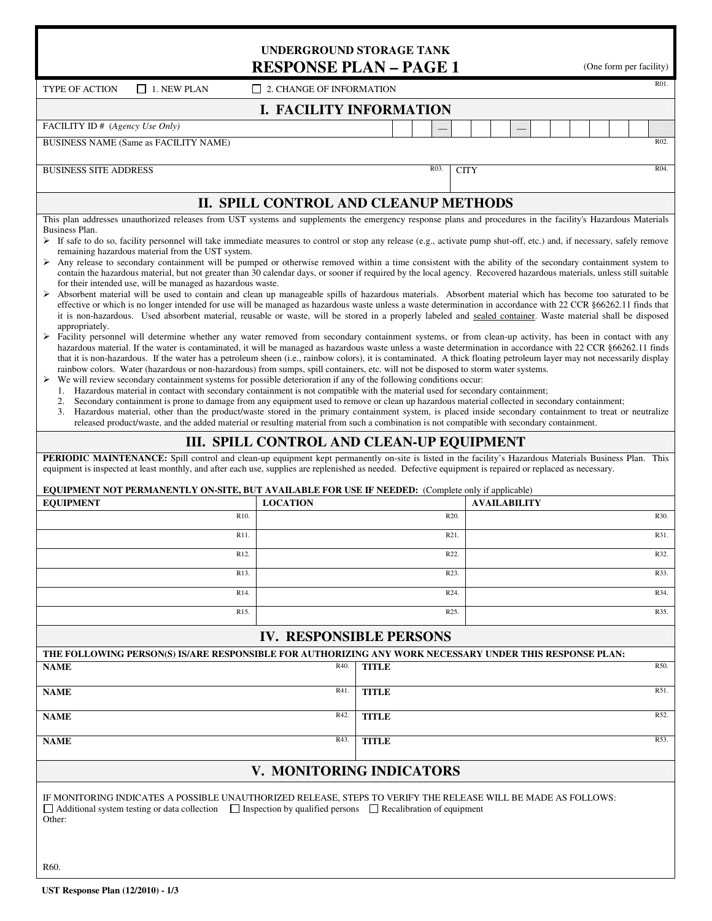# UNDERGROUND STORAGE TANK
# RESPONSE PLAN – PAGE 1

(One form per facility)

TYPE OF ACTION ☐ 1. NEW PLAN ☐ 2. CHANGE OF INFORMATION R01.

## I. FACILITY INFORMATION

FACILITY ID # (*Agency Use Only*) — —

BUSINESS NAME (Same as FACILITY NAME) R02.

BUSINESS SITE ADDRESS R03. CITY R04.

## II. SPILL CONTROL AND CLEANUP METHODS

This plan addresses unauthorized releases from UST systems and supplements the emergency response plans and procedures in the facility's Hazardous Materials Business Plan.

- If safe to do so, facility personnel will take immediate measures to control or stop any release (e.g., activate pump shut-off, etc.) and, if necessary, safely remove remaining hazardous material from the UST system.
- Any release to secondary containment will be pumped or otherwise removed within a time consistent with the ability of the secondary containment system to contain the hazardous material, but not greater than 30 calendar days, or sooner if required by the local agency. Recovered hazardous materials, unless still suitable for their intended use, will be managed as hazardous waste.
- Absorbent material will be used to contain and clean up manageable spills of hazardous materials. Absorbent material which has become too saturated to be effective or which is no longer intended for use will be managed as hazardous waste unless a waste determination in accordance with 22 CCR §66262.11 finds that it is non-hazardous. Used absorbent material, reusable or waste, will be stored in a properly labeled and sealed container. Waste material shall be disposed appropriately.
- Facility personnel will determine whether any water removed from secondary containment systems, or from clean-up activity, has been in contact with any hazardous material. If the water is contaminated, it will be managed as hazardous waste unless a waste determination in accordance with 22 CCR §66262.11 finds that it is non-hazardous. If the water has a petroleum sheen (i.e., rainbow colors), it is contaminated. A thick floating petroleum layer may not necessarily display rainbow colors. Water (hazardous or non-hazardous) from sumps, spill containers, etc. will not be disposed to storm water systems.
- We will review secondary containment systems for possible deterioration if any of the following conditions occur:
  1. Hazardous material in contact with secondary containment is not compatible with the material used for secondary containment;
  2. Secondary containment is prone to damage from any equipment used to remove or clean up hazardous material collected in secondary containment;
  3. Hazardous material, other than the product/waste stored in the primary containment system, is placed inside secondary containment to treat or neutralize released product/waste, and the added material or resulting material from such a combination is not compatible with secondary containment.

## III. SPILL CONTROL AND CLEAN-UP EQUIPMENT

**PERIODIC MAINTENANCE:** Spill control and clean-up equipment kept permanently on-site is listed in the facility's Hazardous Materials Business Plan. This equipment is inspected at least monthly, and after each use, supplies are replenished as needed. Defective equipment is repaired or replaced as necessary.

**EQUIPMENT NOT PERMANENTLY ON-SITE, BUT AVAILABLE FOR USE IF NEEDED:** (Complete only if applicable)

| EQUIPMENT | LOCATION | AVAILABILITY |
|---|---|---|
| R10. | R20. | R30. |
| R11. | R21. | R31. |
| R12. | R22. | R32. |
| R13. | R23. | R33. |
| R14. | R24. | R34. |
| R15. | R25. | R35. |

## IV. RESPONSIBLE PERSONS

**THE FOLLOWING PERSON(S) IS/ARE RESPONSIBLE FOR AUTHORIZING ANY WORK NECESSARY UNDER THIS RESPONSE PLAN:**

| NAME | TITLE |
|---|---|
| R40. | R50. |
| R41. | R51. |
| R42. | R52. |
| R43. | R53. |

## V. MONITORING INDICATORS

IF MONITORING INDICATES A POSSIBLE UNAUTHORIZED RELEASE, STEPS TO VERIFY THE RELEASE WILL BE MADE AS FOLLOWS:

☐ Additional system testing or data collection ☐ Inspection by qualified persons ☐ Recalibration of equipment

Other:

R60.

UST Response Plan (12/2010)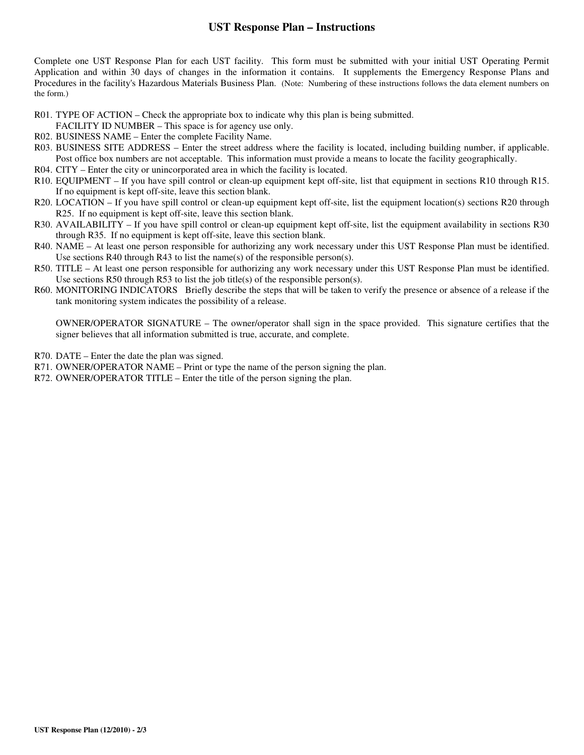# UST Response Plan – Instructions

Complete one UST Response Plan for each UST facility. This form must be submitted with your initial UST Operating Permit Application and within 30 days of changes in the information it contains. It supplements the Emergency Response Plans and Procedures in the facility's Hazardous Materials Business Plan. (Note: Numbering of these instructions follows the data element numbers on the form.)

R01. TYPE OF ACTION – Check the appropriate box to indicate why this plan is being submitted.
FACILITY ID NUMBER – This space is for agency use only.

R02. BUSINESS NAME – Enter the complete Facility Name.

R03. BUSINESS SITE ADDRESS – Enter the street address where the facility is located, including building number, if applicable. Post office box numbers are not acceptable. This information must provide a means to locate the facility geographically.

R04. CITY – Enter the city or unincorporated area in which the facility is located.

R10. EQUIPMENT – If you have spill control or clean-up equipment kept off-site, list that equipment in sections R10 through R15. If no equipment is kept off-site, leave this section blank.

R20. LOCATION – If you have spill control or clean-up equipment kept off-site, list the equipment location(s) sections R20 through R25. If no equipment is kept off-site, leave this section blank.

R30. AVAILABILITY – If you have spill control or clean-up equipment kept off-site, list the equipment availability in sections R30 through R35. If no equipment is kept off-site, leave this section blank.

R40. NAME – At least one person responsible for authorizing any work necessary under this UST Response Plan must be identified. Use sections R40 through R43 to list the name(s) of the responsible person(s).

R50. TITLE – At least one person responsible for authorizing any work necessary under this UST Response Plan must be identified. Use sections R50 through R53 to list the job title(s) of the responsible person(s).

R60. MONITORING INDICATORS Briefly describe the steps that will be taken to verify the presence or absence of a release if the tank monitoring system indicates the possibility of a release.

OWNER/OPERATOR SIGNATURE – The owner/operator shall sign in the space provided. This signature certifies that the signer believes that all information submitted is true, accurate, and complete.

R70. DATE – Enter the date the plan was signed.

R71. OWNER/OPERATOR NAME – Print or type the name of the person signing the plan.

R72. OWNER/OPERATOR TITLE – Enter the title of the person signing the plan.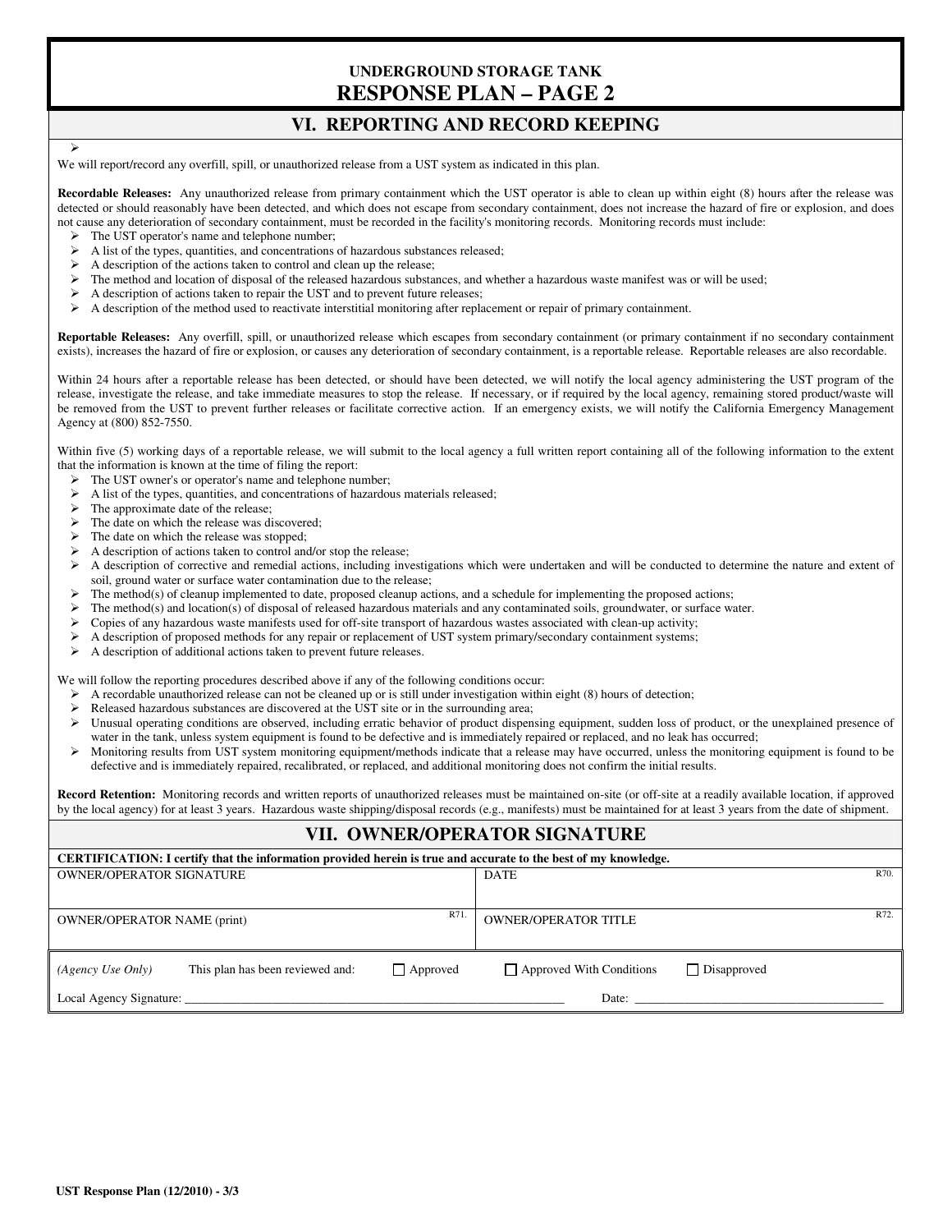# UNDERGROUND STORAGE TANK
# RESPONSE PLAN – PAGE 2

## VI. REPORTING AND RECORD KEEPING

We will report/record any overfill, spill, or unauthorized release from a UST system as indicated in this plan.

**Recordable Releases:** Any unauthorized release from primary containment which the UST operator is able to clean up within eight (8) hours after the release was detected or should reasonably have been detected, and which does not escape from secondary containment, does not increase the hazard of fire or explosion, and does not cause any deterioration of secondary containment, must be recorded in the facility's monitoring records. Monitoring records must include:

- The UST operator's name and telephone number;
- A list of the types, quantities, and concentrations of hazardous substances released;
- A description of the actions taken to control and clean up the release;
- The method and location of disposal of the released hazardous substances, and whether a hazardous waste manifest was or will be used;
- A description of actions taken to repair the UST and to prevent future releases;
- A description of the method used to reactivate interstitial monitoring after replacement or repair of primary containment.

**Reportable Releases:** Any overfill, spill, or unauthorized release which escapes from secondary containment (or primary containment if no secondary containment exists), increases the hazard of fire or explosion, or causes any deterioration of secondary containment, is a reportable release. Reportable releases are also recordable.

Within 24 hours after a reportable release has been detected, or should have been detected, we will notify the local agency administering the UST program of the release, investigate the release, and take immediate measures to stop the release. If necessary, or if required by the local agency, remaining stored product/waste will be removed from the UST to prevent further releases or facilitate corrective action. If an emergency exists, we will notify the California Emergency Management Agency at (800) 852-7550.

Within five (5) working days of a reportable release, we will submit to the local agency a full written report containing all of the following information to the extent that the information is known at the time of filing the report:

- The UST owner's or operator's name and telephone number;
- A list of the types, quantities, and concentrations of hazardous materials released;
- The approximate date of the release;
- The date on which the release was discovered;
- The date on which the release was stopped;
- A description of actions taken to control and/or stop the release;
- A description of corrective and remedial actions, including investigations which were undertaken and will be conducted to determine the nature and extent of soil, ground water or surface water contamination due to the release;
- The method(s) of cleanup implemented to date, proposed cleanup actions, and a schedule for implementing the proposed actions;
- The method(s) and location(s) of disposal of released hazardous materials and any contaminated soils, groundwater, or surface water.
- Copies of any hazardous waste manifests used for off-site transport of hazardous wastes associated with clean-up activity;
- A description of proposed methods for any repair or replacement of UST system primary/secondary containment systems;
- A description of additional actions taken to prevent future releases.

We will follow the reporting procedures described above if any of the following conditions occur:

- A recordable unauthorized release can not be cleaned up or is still under investigation within eight (8) hours of detection;
- Released hazardous substances are discovered at the UST site or in the surrounding area;
- Unusual operating conditions are observed, including erratic behavior of product dispensing equipment, sudden loss of product, or the unexplained presence of water in the tank, unless system equipment is found to be defective and is immediately repaired or replaced, and no leak has occurred;
- Monitoring results from UST system monitoring equipment/methods indicate that a release may have occurred, unless the monitoring equipment is found to be defective and is immediately repaired, recalibrated, or replaced, and additional monitoring does not confirm the initial results.

**Record Retention:** Monitoring records and written reports of unauthorized releases must be maintained on-site (or off-site at a readily available location, if approved by the local agency) for at least 3 years. Hazardous waste shipping/disposal records (e.g., manifests) must be maintained for at least 3 years from the date of shipment.

## VII. OWNER/OPERATOR SIGNATURE

**CERTIFICATION: I certify that the information provided herein is true and accurate to the best of my knowledge.**

| | |
|---|---|
| OWNER/OPERATOR SIGNATURE | DATE R70. |
| OWNER/OPERATOR NAME (print) R71. | OWNER/OPERATOR TITLE R72. |

*(Agency Use Only)* This plan has been reviewed and: ☐ Approved ☐ Approved With Conditions ☐ Disapproved

Local Agency Signature: ______________________________ Date: ______________________